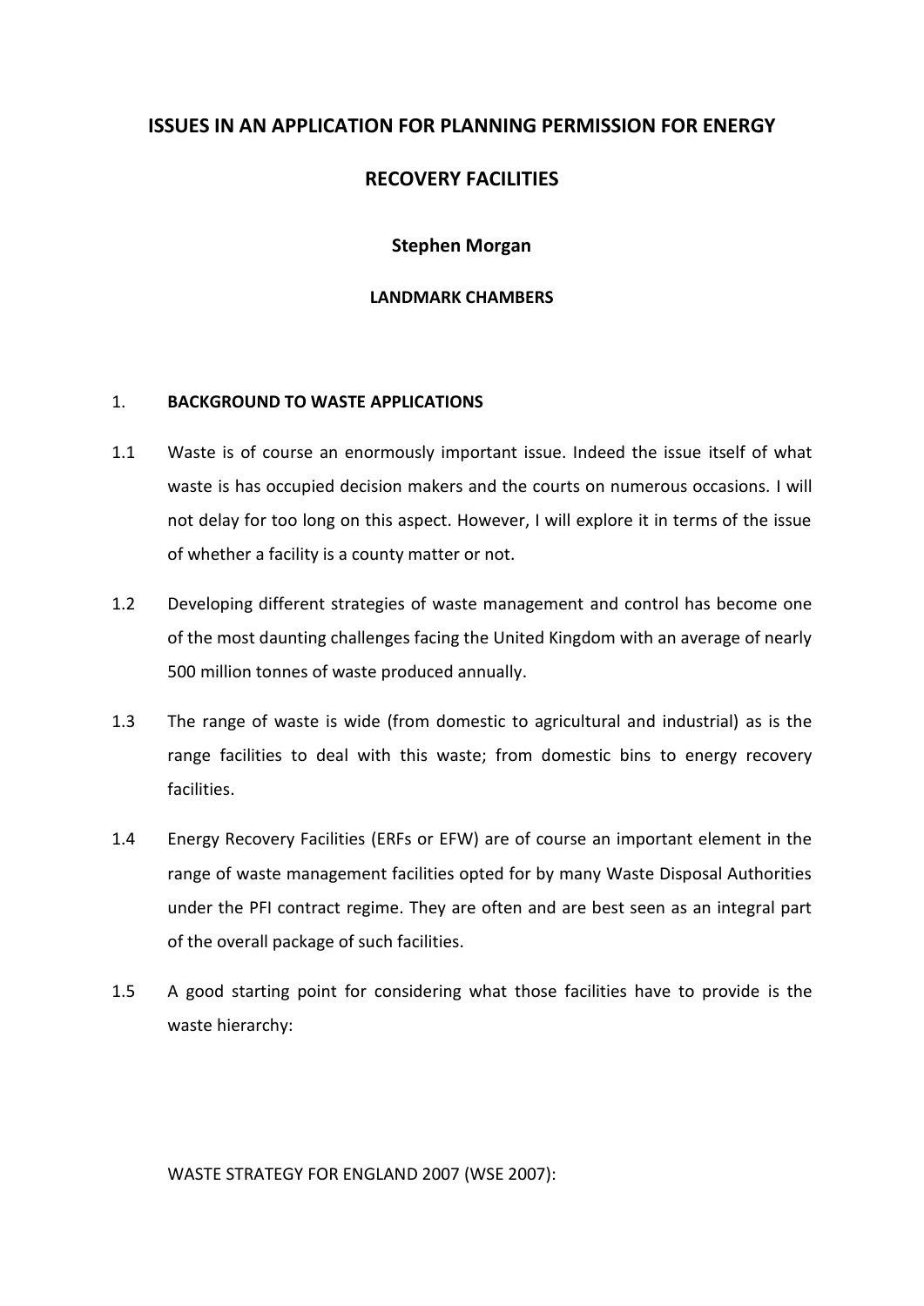# ISSUES IN AN APPLICATION FOR PLANNING PERMISSION FOR ENERGY RECOVERY FACILITIES

**Stephen Morgan**

**LANDMARK CHAMBERS**

## 1. BACKGROUND TO WASTE APPLICATIONS

1.1 Waste is of course an enormously important issue. Indeed the issue itself of what waste is has occupied decision makers and the courts on numerous occasions. I will not delay for too long on this aspect. However, I will explore it in terms of the issue of whether a facility is a county matter or not.

1.2 Developing different strategies of waste management and control has become one of the most daunting challenges facing the United Kingdom with an average of nearly 500 million tonnes of waste produced annually.

1.3 The range of waste is wide (from domestic to agricultural and industrial) as is the range facilities to deal with this waste; from domestic bins to energy recovery facilities.

1.4 Energy Recovery Facilities (ERFs or EFW) are of course an important element in the range of waste management facilities opted for by many Waste Disposal Authorities under the PFI contract regime. They are often and are best seen as an integral part of the overall package of such facilities.

1.5 A good starting point for considering what those facilities have to provide is the waste hierarchy:

WASTE STRATEGY FOR ENGLAND 2007 (WSE 2007):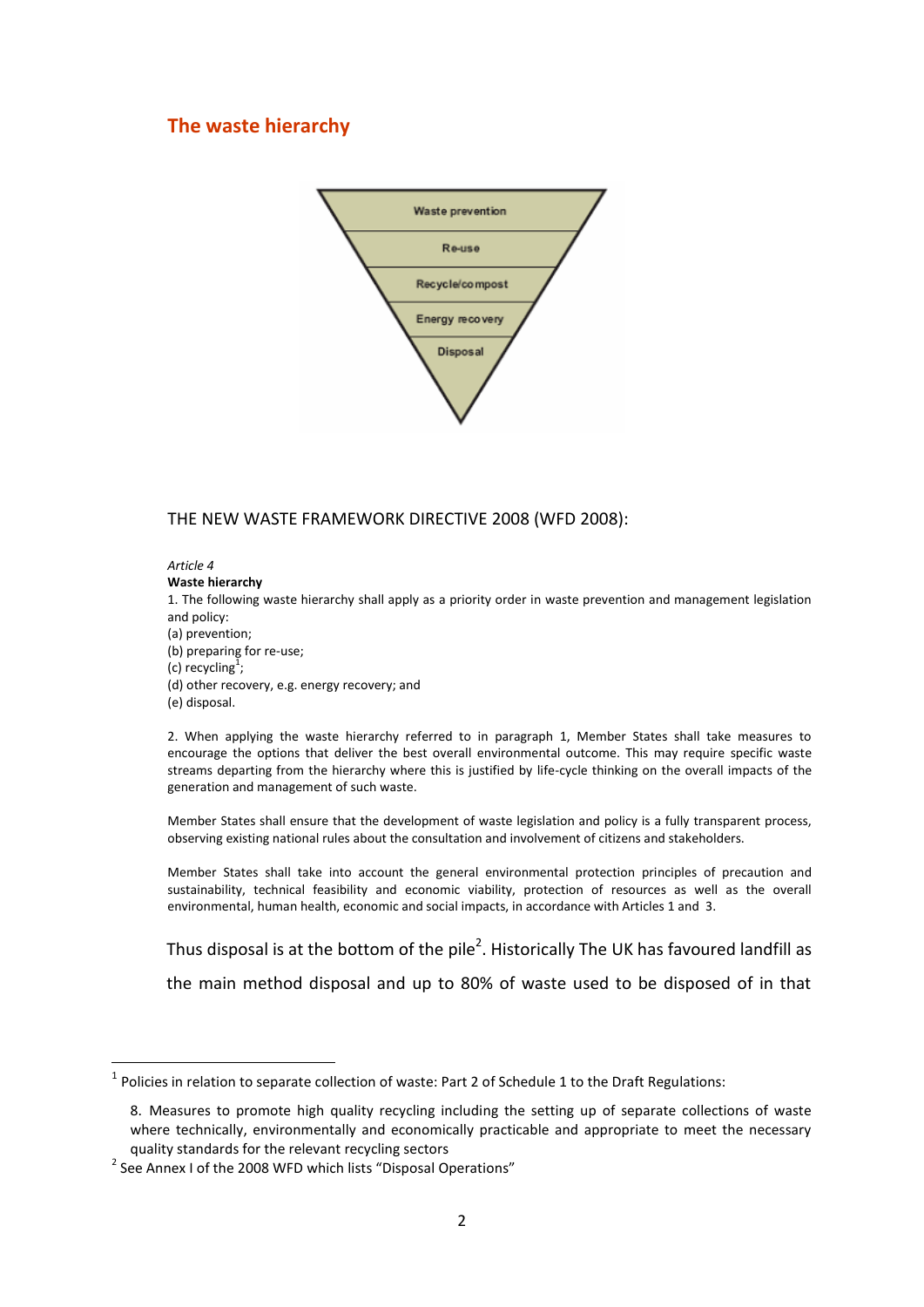## The waste hierarchy

THE NEW WASTE FRAMEWORK DIRECTIVE 2008 (WFD 2008):

*Article 4*

**Waste hierarchy**

1. The following waste hierarchy shall apply as a priority order in waste prevention and management legislation and policy:

(a) prevention;
(b) preparing for re-use;
(c) recycling[1];
(d) other recovery, e.g. energy recovery; and
(e) disposal.

2. When applying the waste hierarchy referred to in paragraph 1, Member States shall take measures to encourage the options that deliver the best overall environmental outcome. This may require specific waste streams departing from the hierarchy where this is justified by life-cycle thinking on the overall impacts of the generation and management of such waste.

Member States shall ensure that the development of waste legislation and policy is a fully transparent process, observing existing national rules about the consultation and involvement of citizens and stakeholders.

Member States shall take into account the general environmental protection principles of precaution and sustainability, technical feasibility and economic viability, protection of resources as well as the overall environmental, human health, economic and social impacts, in accordance with Articles 1 and 3.

Thus disposal is at the bottom of the pile[2]. Historically The UK has favoured landfill as the main method disposal and up to 80% of waste used to be disposed of in that

---

[1] Policies in relation to separate collection of waste: Part 2 of Schedule 1 to the Draft Regulations:

8. Measures to promote high quality recycling including the setting up of separate collections of waste where technically, environmentally and economically practicable and appropriate to meet the necessary quality standards for the relevant recycling sectors

[2] See Annex I of the 2008 WFD which lists "Disposal Operations"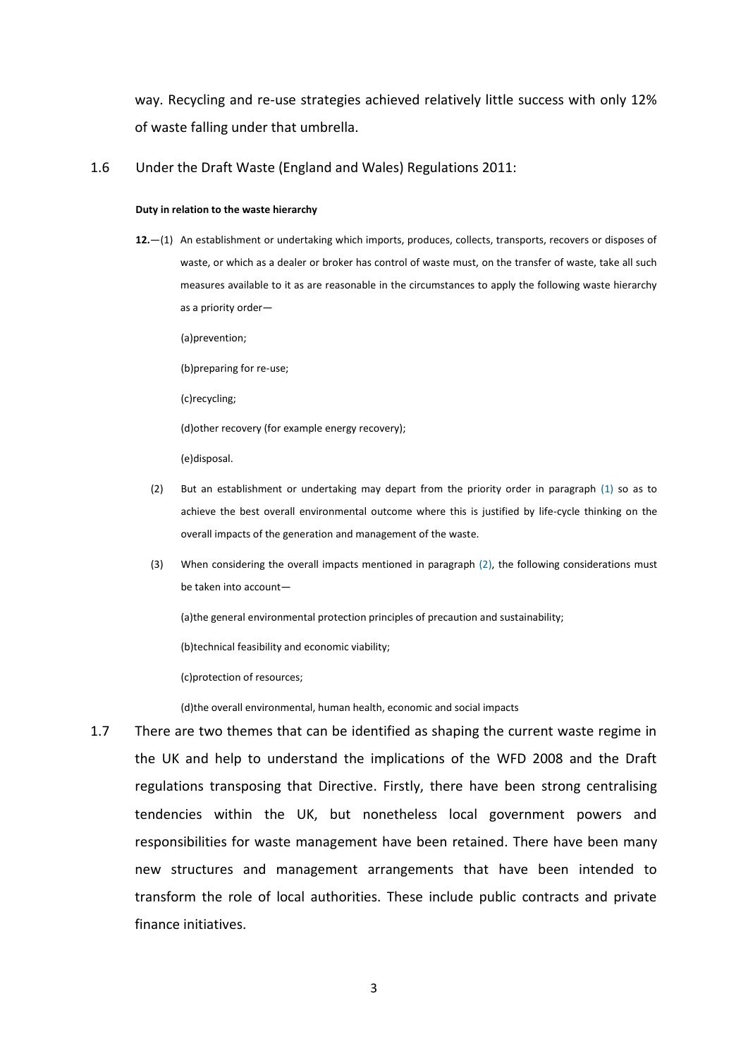way. Recycling and re-use strategies achieved relatively little success with only 12% of waste falling under that umbrella.

1.6 Under the Draft Waste (England and Wales) Regulations 2011:

**Duty in relation to the waste hierarchy**

**12.**—(1) An establishment or undertaking which imports, produces, collects, transports, recovers or disposes of waste, or which as a dealer or broker has control of waste must, on the transfer of waste, take all such measures available to it as are reasonable in the circumstances to apply the following waste hierarchy as a priority order—

(a)prevention;

(b)preparing for re-use;

(c)recycling;

(d)other recovery (for example energy recovery);

(e)disposal.

(2) But an establishment or undertaking may depart from the priority order in paragraph (1) so as to achieve the best overall environmental outcome where this is justified by life-cycle thinking on the overall impacts of the generation and management of the waste.

(3) When considering the overall impacts mentioned in paragraph (2), the following considerations must be taken into account—

(a)the general environmental protection principles of precaution and sustainability;

(b)technical feasibility and economic viability;

(c)protection of resources;

(d)the overall environmental, human health, economic and social impacts

1.7 There are two themes that can be identified as shaping the current waste regime in the UK and help to understand the implications of the WFD 2008 and the Draft regulations transposing that Directive. Firstly, there have been strong centralising tendencies within the UK, but nonetheless local government powers and responsibilities for waste management have been retained. There have been many new structures and management arrangements that have been intended to transform the role of local authorities. These include public contracts and private finance initiatives.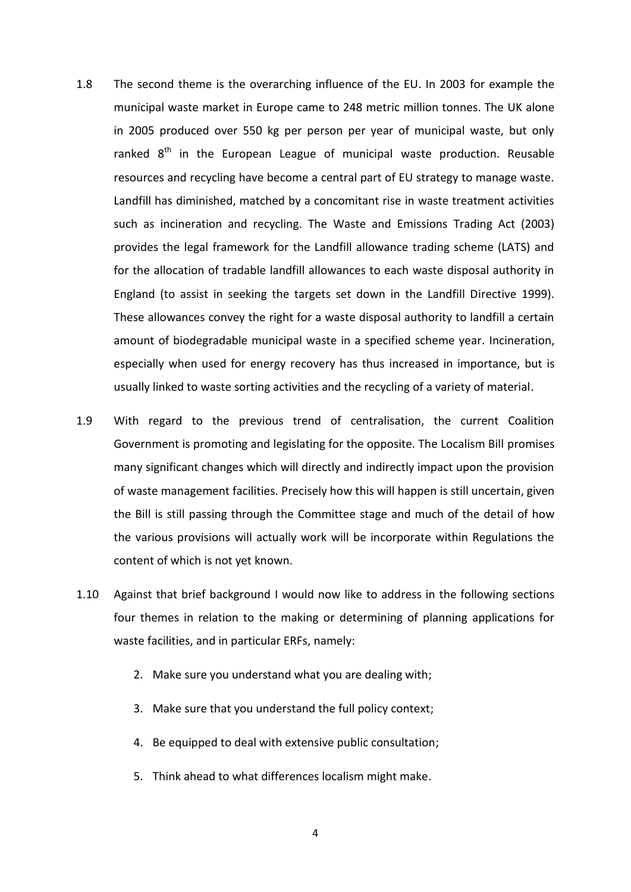1.8 The second theme is the overarching influence of the EU. In 2003 for example the municipal waste market in Europe came to 248 metric million tonnes. The UK alone in 2005 produced over 550 kg per person per year of municipal waste, but only ranked 8th in the European League of municipal waste production. Reusable resources and recycling have become a central part of EU strategy to manage waste. Landfill has diminished, matched by a concomitant rise in waste treatment activities such as incineration and recycling. The Waste and Emissions Trading Act (2003) provides the legal framework for the Landfill allowance trading scheme (LATS) and for the allocation of tradable landfill allowances to each waste disposal authority in England (to assist in seeking the targets set down in the Landfill Directive 1999). These allowances convey the right for a waste disposal authority to landfill a certain amount of biodegradable municipal waste in a specified scheme year. Incineration, especially when used for energy recovery has thus increased in importance, but is usually linked to waste sorting activities and the recycling of a variety of material.

1.9 With regard to the previous trend of centralisation, the current Coalition Government is promoting and legislating for the opposite. The Localism Bill promises many significant changes which will directly and indirectly impact upon the provision of waste management facilities. Precisely how this will happen is still uncertain, given the Bill is still passing through the Committee stage and much of the detail of how the various provisions will actually work will be incorporate within Regulations the content of which is not yet known.

1.10 Against that brief background I would now like to address in the following sections four themes in relation to the making or determining of planning applications for waste facilities, and in particular ERFs, namely:

2. Make sure you understand what you are dealing with;
3. Make sure that you understand the full policy context;
4. Be equipped to deal with extensive public consultation;
5. Think ahead to what differences localism might make.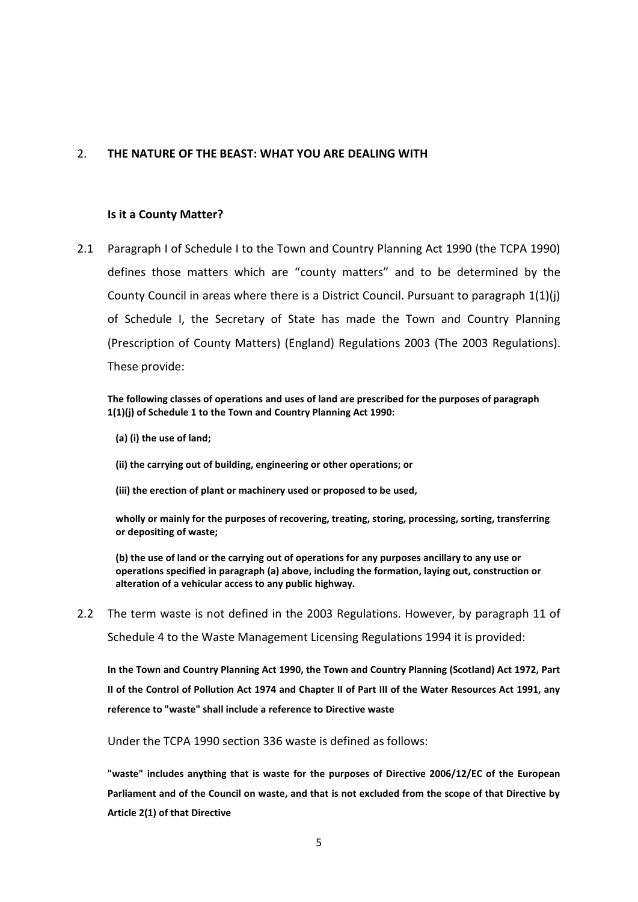## 2. THE NATURE OF THE BEAST: WHAT YOU ARE DEALING WITH

### Is it a County Matter?

2.1 Paragraph I of Schedule I to the Town and Country Planning Act 1990 (the TCPA 1990) defines those matters which are "county matters" and to be determined by the County Council in areas where there is a District Council. Pursuant to paragraph 1(1)(j) of Schedule I, the Secretary of State has made the Town and Country Planning (Prescription of County Matters) (England) Regulations 2003 (The 2003 Regulations). These provide:

**The following classes of operations and uses of land are prescribed for the purposes of paragraph 1(1)(j) of Schedule 1 to the Town and Country Planning Act 1990:**

**(a) (i) the use of land;**

**(ii) the carrying out of building, engineering or other operations; or**

**(iii) the erection of plant or machinery used or proposed to be used,**

**wholly or mainly for the purposes of recovering, treating, storing, processing, sorting, transferring or depositing of waste;**

**(b) the use of land or the carrying out of operations for any purposes ancillary to any use or operations specified in paragraph (a) above, including the formation, laying out, construction or alteration of a vehicular access to any public highway.**

2.2 The term waste is not defined in the 2003 Regulations. However, by paragraph 11 of Schedule 4 to the Waste Management Licensing Regulations 1994 it is provided:

**In the Town and Country Planning Act 1990, the Town and Country Planning (Scotland) Act 1972, Part II of the Control of Pollution Act 1974 and Chapter II of Part III of the Water Resources Act 1991, any reference to "waste" shall include a reference to Directive waste**

Under the TCPA 1990 section 336 waste is defined as follows:

**"waste" includes anything that is waste for the purposes of Directive 2006/12/EC of the European Parliament and of the Council on waste, and that is not excluded from the scope of that Directive by Article 2(1) of that Directive**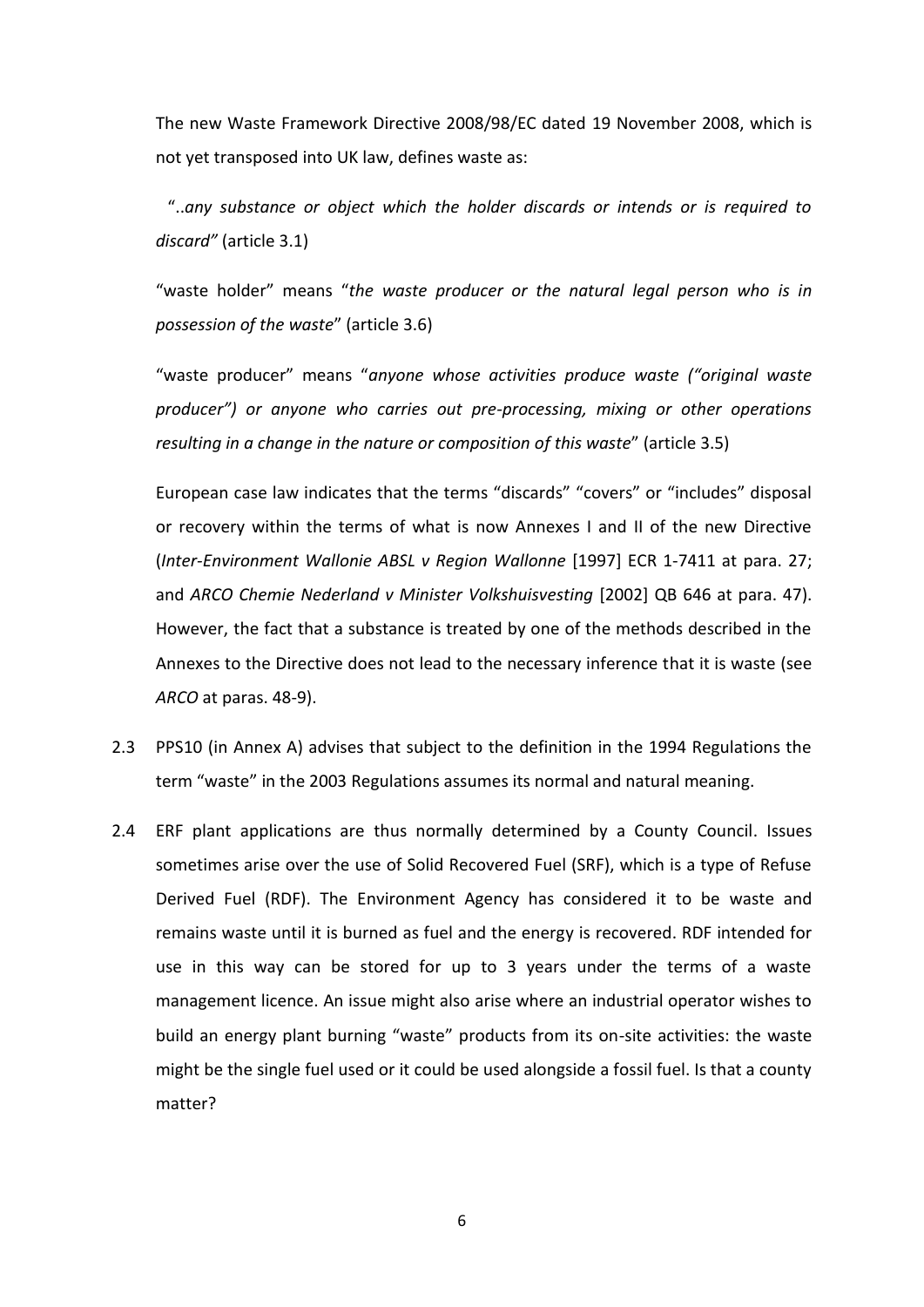The new Waste Framework Directive 2008/98/EC dated 19 November 2008, which is not yet transposed into UK law, defines waste as:

"..*any substance or object which the holder discards or intends or is required to discard"* (article 3.1)

"waste holder" means "*the waste producer or the natural legal person who is in possession of the waste*" (article 3.6)

"waste producer" means "*anyone whose activities produce waste ("original waste producer") or anyone who carries out pre-processing, mixing or other operations resulting in a change in the nature or composition of this waste*" (article 3.5)

European case law indicates that the terms "discards" "covers" or "includes" disposal or recovery within the terms of what is now Annexes I and II of the new Directive (*Inter-Environment Wallonie ABSL v Region Wallonne* [1997] ECR 1-7411 at para. 27; and *ARCO Chemie Nederland v Minister Volkshuisvesting* [2002] QB 646 at para. 47). However, the fact that a substance is treated by one of the methods described in the Annexes to the Directive does not lead to the necessary inference that it is waste (see *ARCO* at paras. 48-9).

2.3 PPS10 (in Annex A) advises that subject to the definition in the 1994 Regulations the term "waste" in the 2003 Regulations assumes its normal and natural meaning.

2.4 ERF plant applications are thus normally determined by a County Council. Issues sometimes arise over the use of Solid Recovered Fuel (SRF), which is a type of Refuse Derived Fuel (RDF). The Environment Agency has considered it to be waste and remains waste until it is burned as fuel and the energy is recovered. RDF intended for use in this way can be stored for up to 3 years under the terms of a waste management licence. An issue might also arise where an industrial operator wishes to build an energy plant burning "waste" products from its on-site activities: the waste might be the single fuel used or it could be used alongside a fossil fuel. Is that a county matter?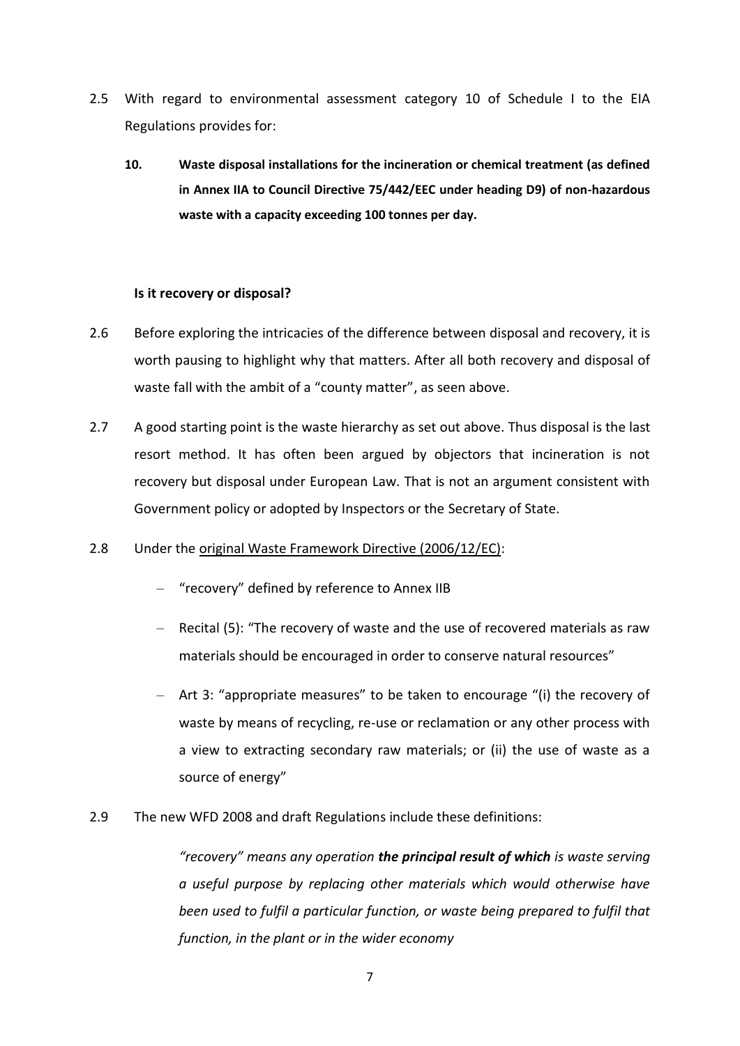2.5 With regard to environmental assessment category 10 of Schedule I to the EIA Regulations provides for:

> **10. Waste disposal installations for the incineration or chemical treatment (as defined in Annex IIA to Council Directive 75/442/EEC under heading D9) of non-hazardous waste with a capacity exceeding 100 tonnes per day.**

**Is it recovery or disposal?**

2.6 Before exploring the intricacies of the difference between disposal and recovery, it is worth pausing to highlight why that matters. After all both recovery and disposal of waste fall with the ambit of a "county matter", as seen above.

2.7 A good starting point is the waste hierarchy as set out above. Thus disposal is the last resort method. It has often been argued by objectors that incineration is not recovery but disposal under European Law. That is not an argument consistent with Government policy or adopted by Inspectors or the Secretary of State.

2.8 Under the original Waste Framework Directive (2006/12/EC):

- "recovery" defined by reference to Annex IIB
- Recital (5): "The recovery of waste and the use of recovered materials as raw materials should be encouraged in order to conserve natural resources"
- Art 3: "appropriate measures" to be taken to encourage "(i) the recovery of waste by means of recycling, re-use or reclamation or any other process with a view to extracting secondary raw materials; or (ii) the use of waste as a source of energy"

2.9 The new WFD 2008 and draft Regulations include these definitions:

> *"recovery" means any operation **the principal result of which** is waste serving a useful purpose by replacing other materials which would otherwise have been used to fulfil a particular function, or waste being prepared to fulfil that function, in the plant or in the wider economy*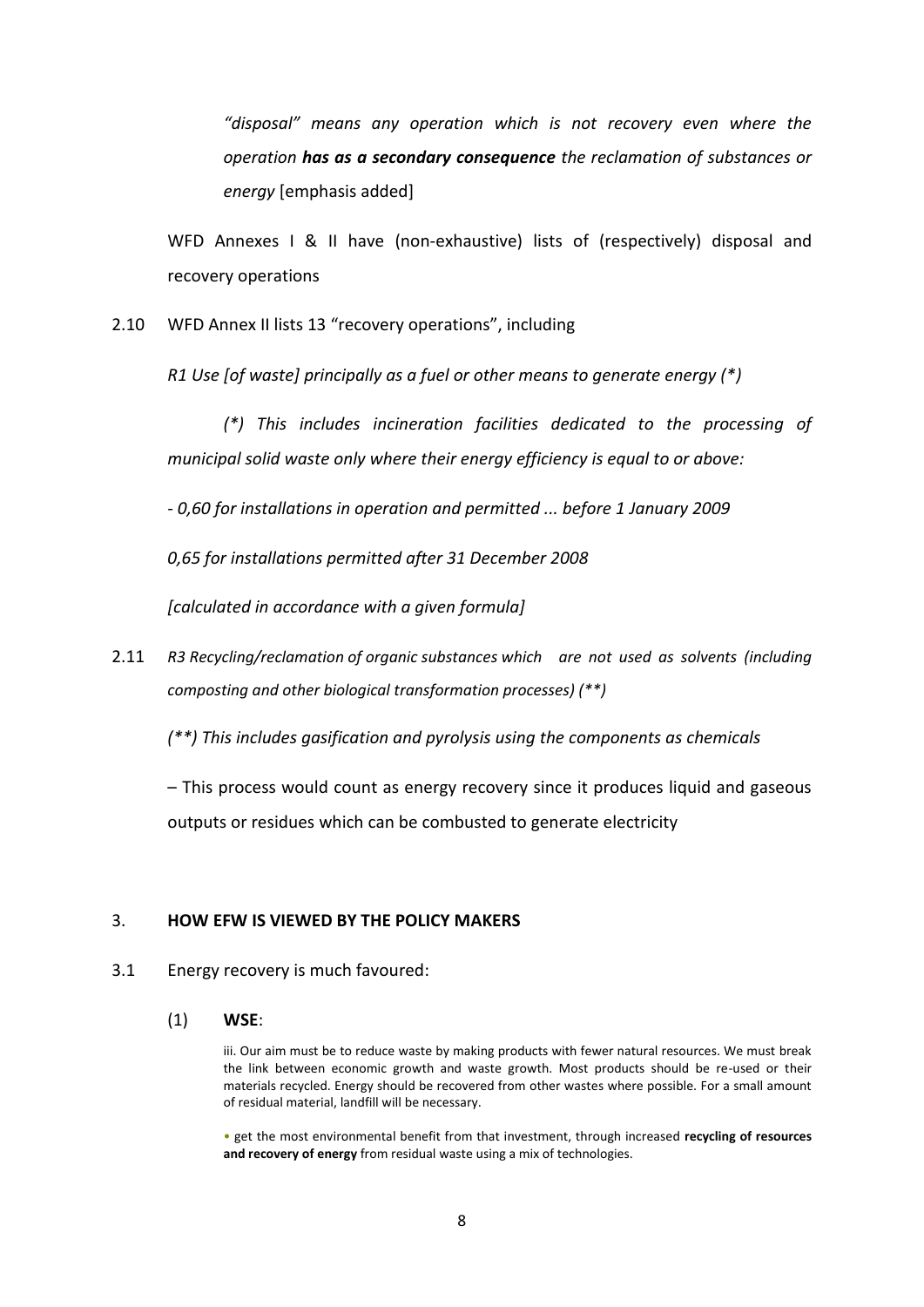*"disposal" means any operation which is not recovery even where the operation **has as a secondary consequence** the reclamation of substances or energy* [emphasis added]

WFD Annexes I & II have (non-exhaustive) lists of (respectively) disposal and recovery operations

2.10 WFD Annex II lists 13 "recovery operations", including

*R1 Use [of waste] principally as a fuel or other means to generate energy (*)*

*(*) This includes incineration facilities dedicated to the processing of municipal solid waste only where their energy efficiency is equal to or above:*

*- 0,60 for installations in operation and permitted ... before 1 January 2009*

*0,65 for installations permitted after 31 December 2008*

*[calculated in accordance with a given formula]*

2.11 *R3 Recycling/reclamation of organic substances which are not used as solvents (including composting and other biological transformation processes) (**)*

*(**) This includes gasification and pyrolysis using the components as chemicals*

– This process would count as energy recovery since it produces liquid and gaseous outputs or residues which can be combusted to generate electricity

## 3. HOW EFW IS VIEWED BY THE POLICY MAKERS

3.1 Energy recovery is much favoured:

(1) **WSE**:

> iii. Our aim must be to reduce waste by making products with fewer natural resources. We must break the link between economic growth and waste growth. Most products should be re-used or their materials recycled. Energy should be recovered from other wastes where possible. For a small amount of residual material, landfill will be necessary.
>
> • get the most environmental benefit from that investment, through increased **recycling of resources and recovery of energy** from residual waste using a mix of technologies.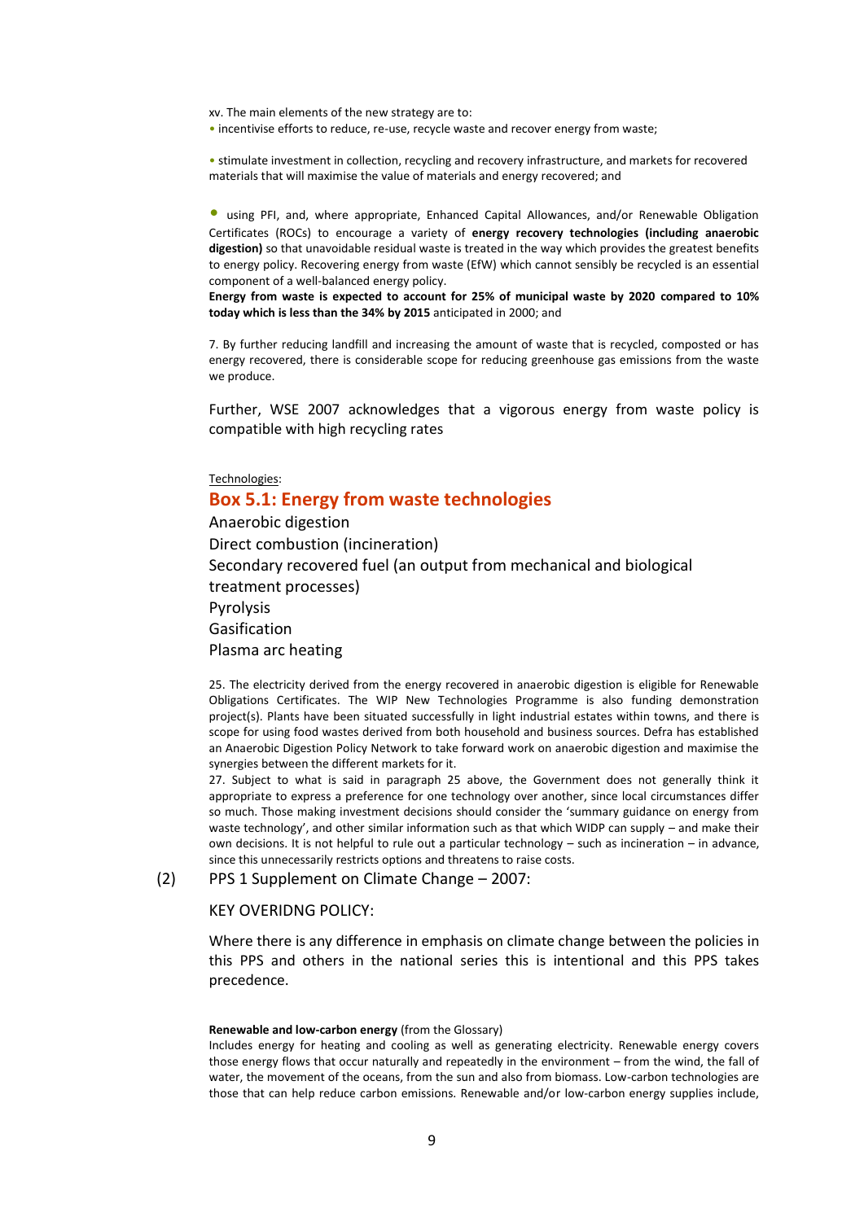xv. The main elements of the new strategy are to:

- incentivise efforts to reduce, re-use, recycle waste and recover energy from waste;

- stimulate investment in collection, recycling and recovery infrastructure, and markets for recovered materials that will maximise the value of materials and energy recovered; and

- using PFI, and, where appropriate, Enhanced Capital Allowances, and/or Renewable Obligation Certificates (ROCs) to encourage a variety of **energy recovery technologies (including anaerobic digestion)** so that unavoidable residual waste is treated in the way which provides the greatest benefits to energy policy. Recovering energy from waste (EfW) which cannot sensibly be recycled is an essential component of a well-balanced energy policy.

**Energy from waste is expected to account for 25% of municipal waste by 2020 compared to 10% today which is less than the 34% by 2015** anticipated in 2000; and

7. By further reducing landfill and increasing the amount of waste that is recycled, composted or has energy recovered, there is considerable scope for reducing greenhouse gas emissions from the waste we produce.

Further, WSE 2007 acknowledges that a vigorous energy from waste policy is compatible with high recycling rates

Technologies:

## Box 5.1: Energy from waste technologies

Anaerobic digestion
Direct combustion (incineration)
Secondary recovered fuel (an output from mechanical and biological treatment processes)
Pyrolysis
Gasification
Plasma arc heating

25. The electricity derived from the energy recovered in anaerobic digestion is eligible for Renewable Obligations Certificates. The WIP New Technologies Programme is also funding demonstration project(s). Plants have been situated successfully in light industrial estates within towns, and there is scope for using food wastes derived from both household and business sources. Defra has established an Anaerobic Digestion Policy Network to take forward work on anaerobic digestion and maximise the synergies between the different markets for it.

27. Subject to what is said in paragraph 25 above, the Government does not generally think it appropriate to express a preference for one technology over another, since local circumstances differ so much. Those making investment decisions should consider the 'summary guidance on energy from waste technology', and other similar information such as that which WIDP can supply – and make their own decisions. It is not helpful to rule out a particular technology – such as incineration – in advance, since this unnecessarily restricts options and threatens to raise costs.

(2) PPS 1 Supplement on Climate Change – 2007:

KEY OVERIDNG POLICY:

Where there is any difference in emphasis on climate change between the policies in this PPS and others in the national series this is intentional and this PPS takes precedence.

**Renewable and low-carbon energy** (from the Glossary)

Includes energy for heating and cooling as well as generating electricity. Renewable energy covers those energy flows that occur naturally and repeatedly in the environment – from the wind, the fall of water, the movement of the oceans, from the sun and also from biomass. Low-carbon technologies are those that can help reduce carbon emissions. Renewable and/or low-carbon energy supplies include,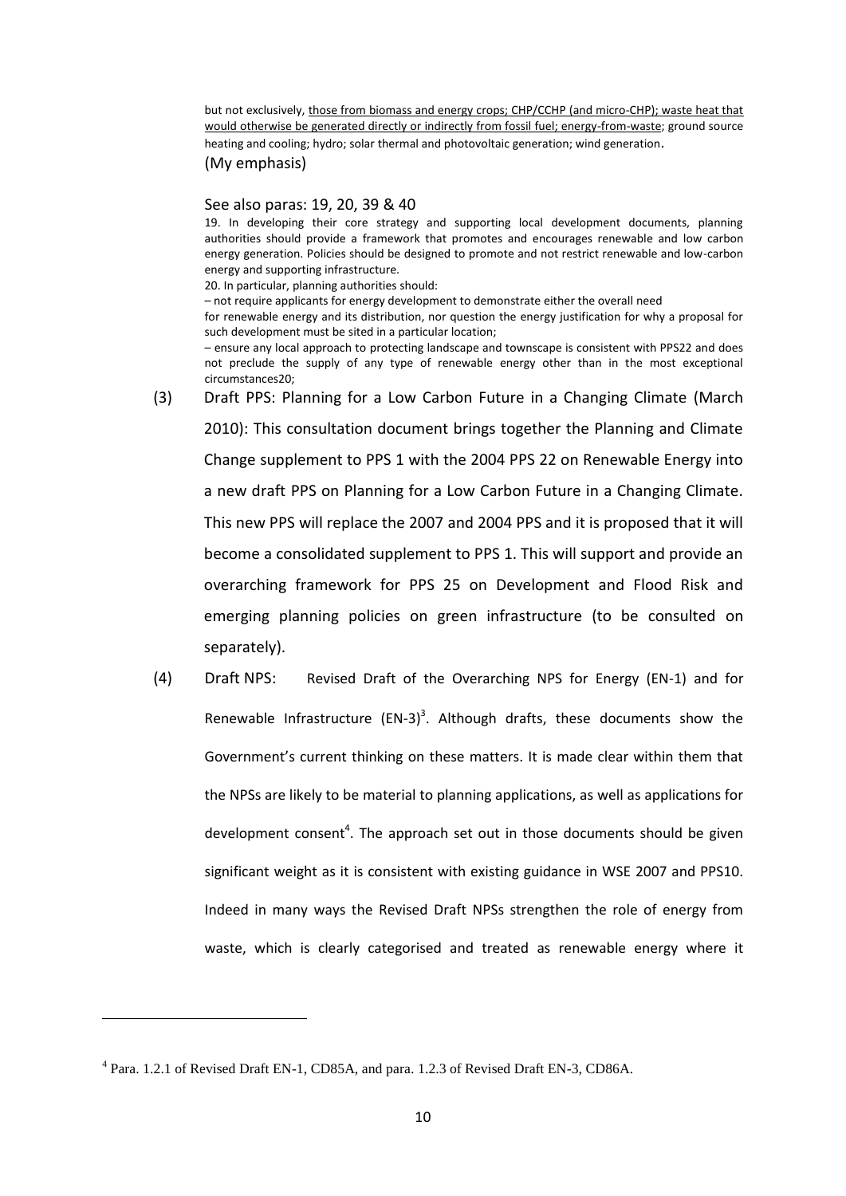but not exclusively, <u>those from biomass and energy crops; CHP/CCHP (and micro-CHP); waste heat that would otherwise be generated directly or indirectly from fossil fuel; energy-from-waste</u>; ground source heating and cooling; hydro; solar thermal and photovoltaic generation; wind generation.

(My emphasis)

See also paras: 19, 20, 39 & 40

19. In developing their core strategy and supporting local development documents, planning authorities should provide a framework that promotes and encourages renewable and low carbon energy generation. Policies should be designed to promote and not restrict renewable and low-carbon energy and supporting infrastructure.

20. In particular, planning authorities should:

– not require applicants for energy development to demonstrate either the overall need for renewable energy and its distribution, nor question the energy justification for why a proposal for such development must be sited in a particular location;

– ensure any local approach to protecting landscape and townscape is consistent with PPS22 and does not preclude the supply of any type of renewable energy other than in the most exceptional circumstances20;

(3) Draft PPS: Planning for a Low Carbon Future in a Changing Climate (March 2010): This consultation document brings together the Planning and Climate Change supplement to PPS 1 with the 2004 PPS 22 on Renewable Energy into a new draft PPS on Planning for a Low Carbon Future in a Changing Climate. This new PPS will replace the 2007 and 2004 PPS and it is proposed that it will become a consolidated supplement to PPS 1. This will support and provide an overarching framework for PPS 25 on Development and Flood Risk and emerging planning policies on green infrastructure (to be consulted on separately).

(4) Draft NPS: Revised Draft of the Overarching NPS for Energy (EN-1) and for Renewable Infrastructure (EN-3)[3]. Although drafts, these documents show the Government's current thinking on these matters. It is made clear within them that the NPSs are likely to be material to planning applications, as well as applications for development consent[4]. The approach set out in those documents should be given significant weight as it is consistent with existing guidance in WSE 2007 and PPS10. Indeed in many ways the Revised Draft NPSs strengthen the role of energy from waste, which is clearly categorised and treated as renewable energy where it

---

[4] Para. 1.2.1 of Revised Draft EN-1, CD85A, and para. 1.2.3 of Revised Draft EN-3, CD86A.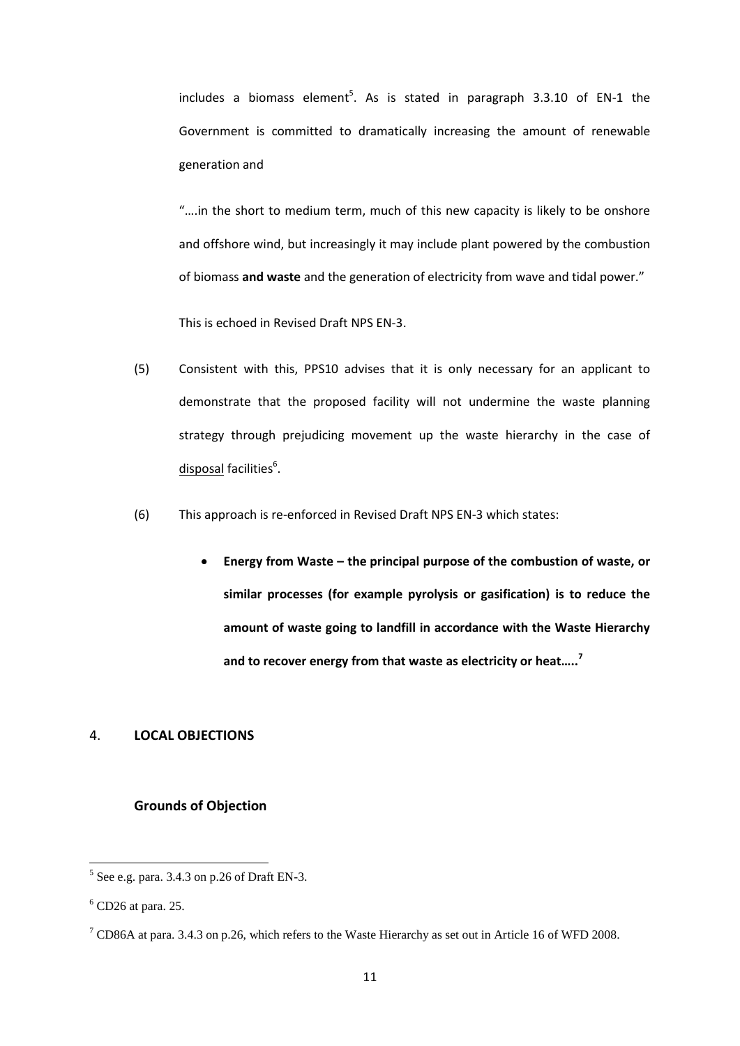includes a biomass element[5]. As is stated in paragraph 3.3.10 of EN-1 the Government is committed to dramatically increasing the amount of renewable generation and

"….in the short to medium term, much of this new capacity is likely to be onshore and offshore wind, but increasingly it may include plant powered by the combustion of biomass **and waste** and the generation of electricity from wave and tidal power."

This is echoed in Revised Draft NPS EN-3.

(5) Consistent with this, PPS10 advises that it is only necessary for an applicant to demonstrate that the proposed facility will not undermine the waste planning strategy through prejudicing movement up the waste hierarchy in the case of <u>disposal</u> facilities[6].

(6) This approach is re-enforced in Revised Draft NPS EN-3 which states:

- **Energy from Waste – the principal purpose of the combustion of waste, or similar processes (for example pyrolysis or gasification) is to reduce the amount of waste going to landfill in accordance with the Waste Hierarchy and to recover energy from that waste as electricity or heat…..[7]**

## 4. LOCAL OBJECTIONS

### Grounds of Objection

---

[5] See e.g. para. 3.4.3 on p.26 of Draft EN-3.

[6] CD26 at para. 25.

[7] CD86A at para. 3.4.3 on p.26, which refers to the Waste Hierarchy as set out in Article 16 of WFD 2008.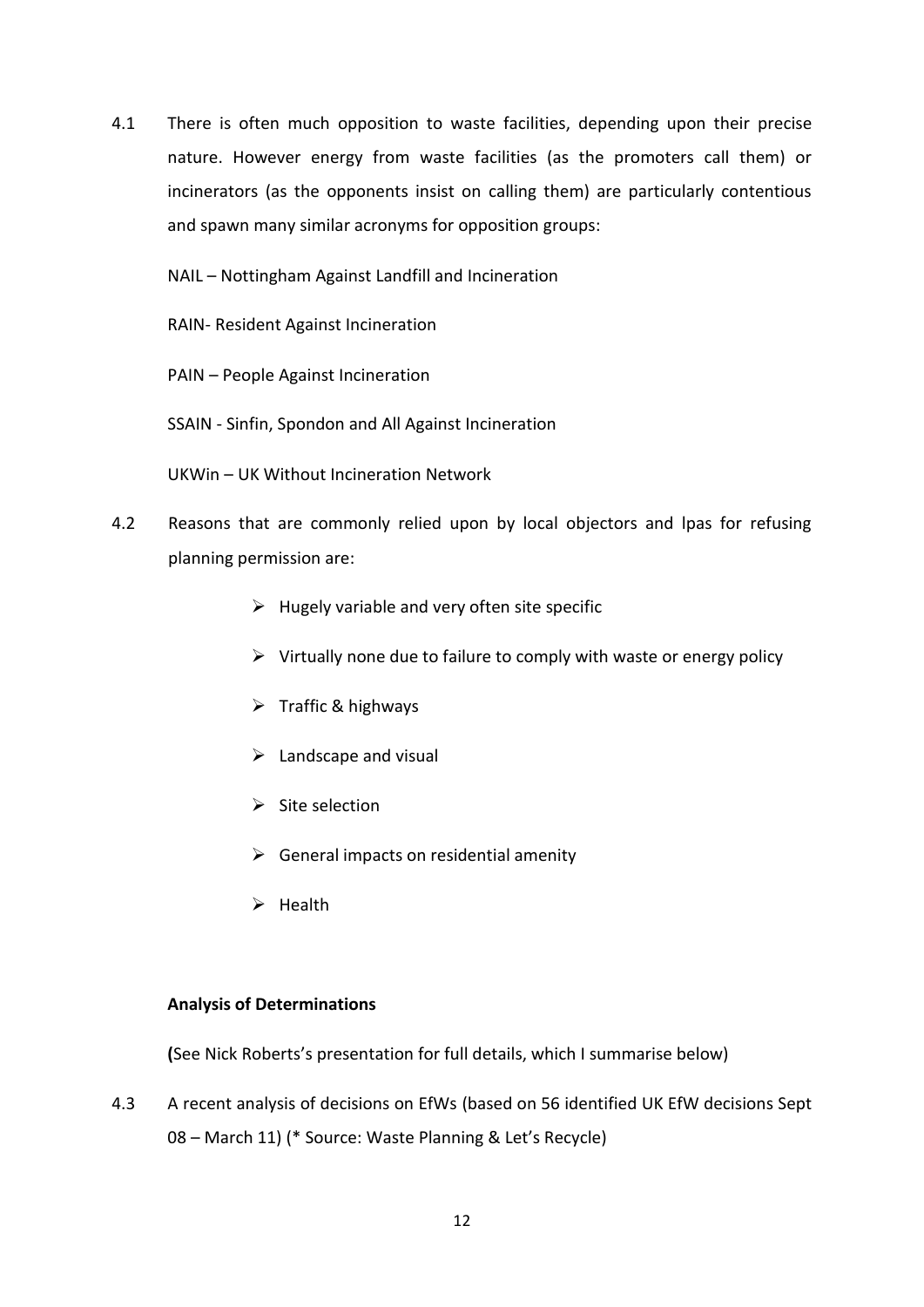4.1 There is often much opposition to waste facilities, depending upon their precise nature. However energy from waste facilities (as the promoters call them) or incinerators (as the opponents insist on calling them) are particularly contentious and spawn many similar acronyms for opposition groups:

NAIL – Nottingham Against Landfill and Incineration

RAIN- Resident Against Incineration

PAIN – People Against Incineration

SSAIN - Sinfin, Spondon and All Against Incineration

UKWin – UK Without Incineration Network

4.2 Reasons that are commonly relied upon by local objectors and lpas for refusing planning permission are:

- Hugely variable and very often site specific
- Virtually none due to failure to comply with waste or energy policy
- Traffic & highways
- Landscape and visual
- Site selection
- General impacts on residential amenity
- Health

**Analysis of Determinations**

**(**See Nick Roberts's presentation for full details, which I summarise below)

4.3 A recent analysis of decisions on EfWs (based on 56 identified UK EfW decisions Sept 08 – March 11) (* Source: Waste Planning & Let's Recycle)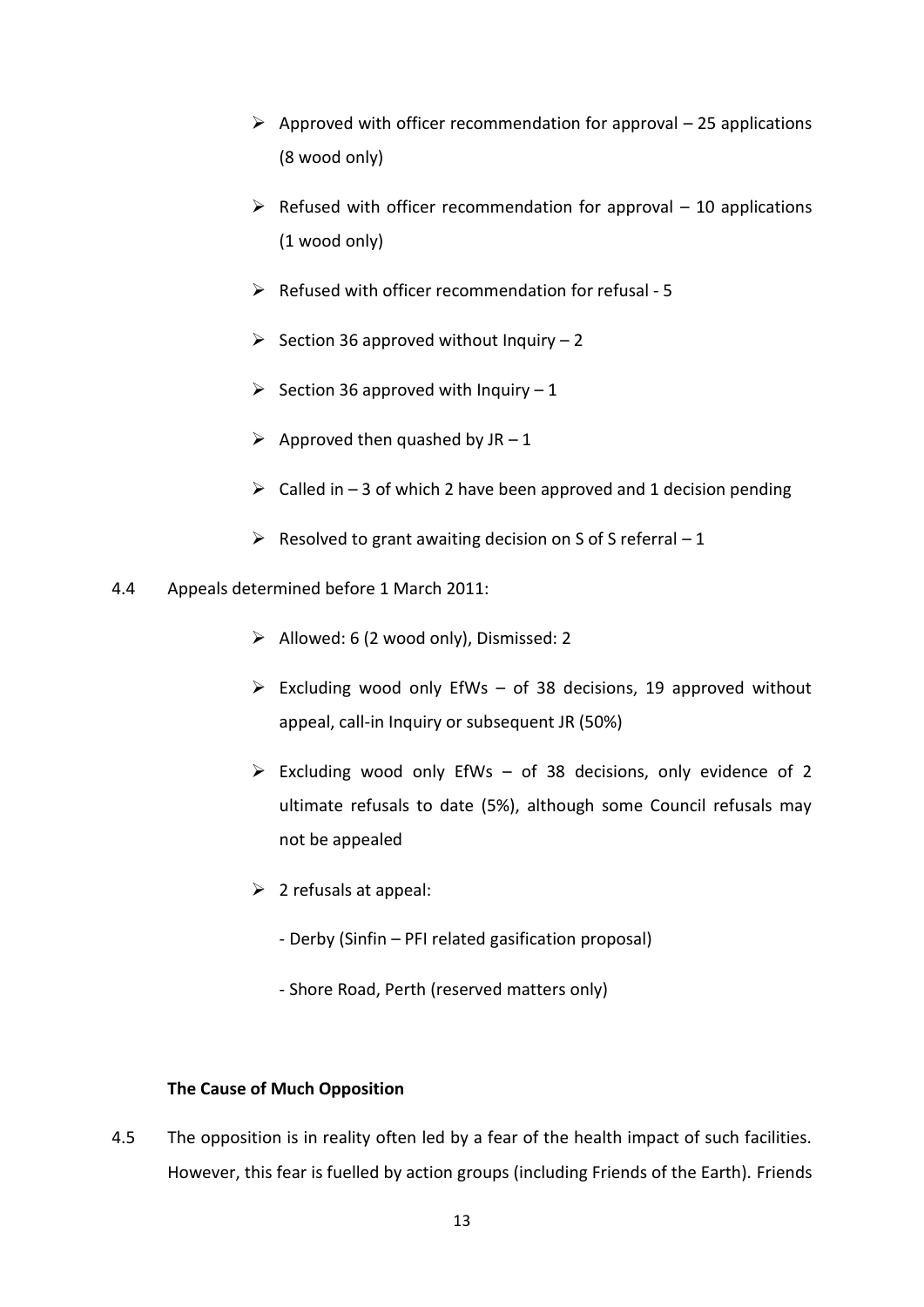- Approved with officer recommendation for approval – 25 applications (8 wood only)
- Refused with officer recommendation for approval – 10 applications (1 wood only)
- Refused with officer recommendation for refusal - 5
- Section 36 approved without Inquiry – 2
- Section 36 approved with Inquiry – 1
- Approved then quashed by JR – 1
- Called in – 3 of which 2 have been approved and 1 decision pending
- Resolved to grant awaiting decision on S of S referral – 1

4.4 Appeals determined before 1 March 2011:

- Allowed: 6 (2 wood only), Dismissed: 2
- Excluding wood only EfWs – of 38 decisions, 19 approved without appeal, call-in Inquiry or subsequent JR (50%)
- Excluding wood only EfWs – of 38 decisions, only evidence of 2 ultimate refusals to date (5%), although some Council refusals may not be appealed
- 2 refusals at appeal:

  - Derby (Sinfin – PFI related gasification proposal)

  - Shore Road, Perth (reserved matters only)

**The Cause of Much Opposition**

4.5 The opposition is in reality often led by a fear of the health impact of such facilities. However, this fear is fuelled by action groups (including Friends of the Earth). Friends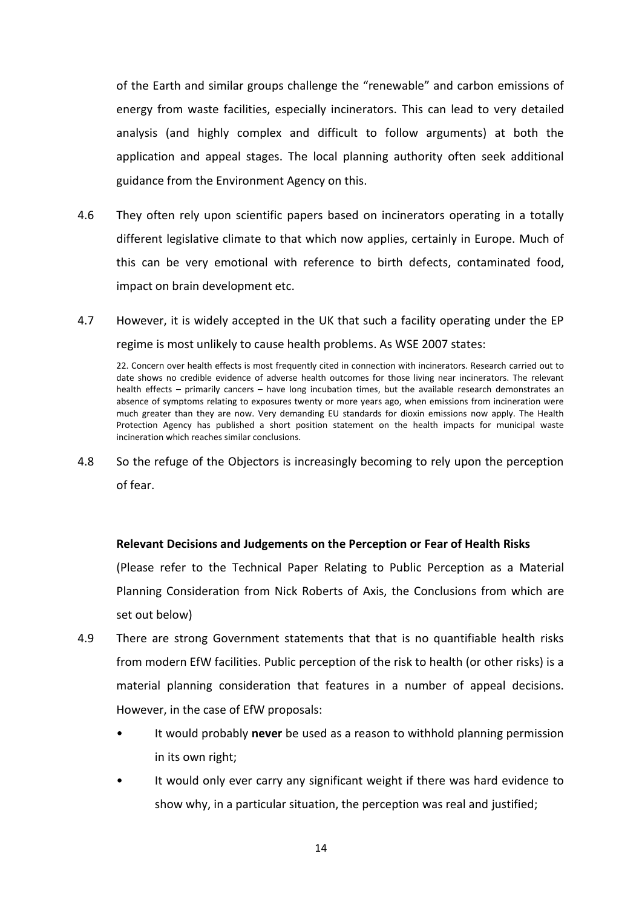of the Earth and similar groups challenge the "renewable" and carbon emissions of energy from waste facilities, especially incinerators. This can lead to very detailed analysis (and highly complex and difficult to follow arguments) at both the application and appeal stages. The local planning authority often seek additional guidance from the Environment Agency on this.

4.6 They often rely upon scientific papers based on incinerators operating in a totally different legislative climate to that which now applies, certainly in Europe. Much of this can be very emotional with reference to birth defects, contaminated food, impact on brain development etc.

4.7 However, it is widely accepted in the UK that such a facility operating under the EP regime is most unlikely to cause health problems. As WSE 2007 states:

> 22. Concern over health effects is most frequently cited in connection with incinerators. Research carried out to date shows no credible evidence of adverse health outcomes for those living near incinerators. The relevant health effects – primarily cancers – have long incubation times, but the available research demonstrates an absence of symptoms relating to exposures twenty or more years ago, when emissions from incineration were much greater than they are now. Very demanding EU standards for dioxin emissions now apply. The Health Protection Agency has published a short position statement on the health impacts for municipal waste incineration which reaches similar conclusions.

4.8 So the refuge of the Objectors is increasingly becoming to rely upon the perception of fear.

**Relevant Decisions and Judgements on the Perception or Fear of Health Risks**

(Please refer to the Technical Paper Relating to Public Perception as a Material Planning Consideration from Nick Roberts of Axis, the Conclusions from which are set out below)

4.9 There are strong Government statements that that is no quantifiable health risks from modern EfW facilities. Public perception of the risk to health (or other risks) is a material planning consideration that features in a number of appeal decisions. However, in the case of EfW proposals:

- It would probably **never** be used as a reason to withhold planning permission in its own right;
- It would only ever carry any significant weight if there was hard evidence to show why, in a particular situation, the perception was real and justified;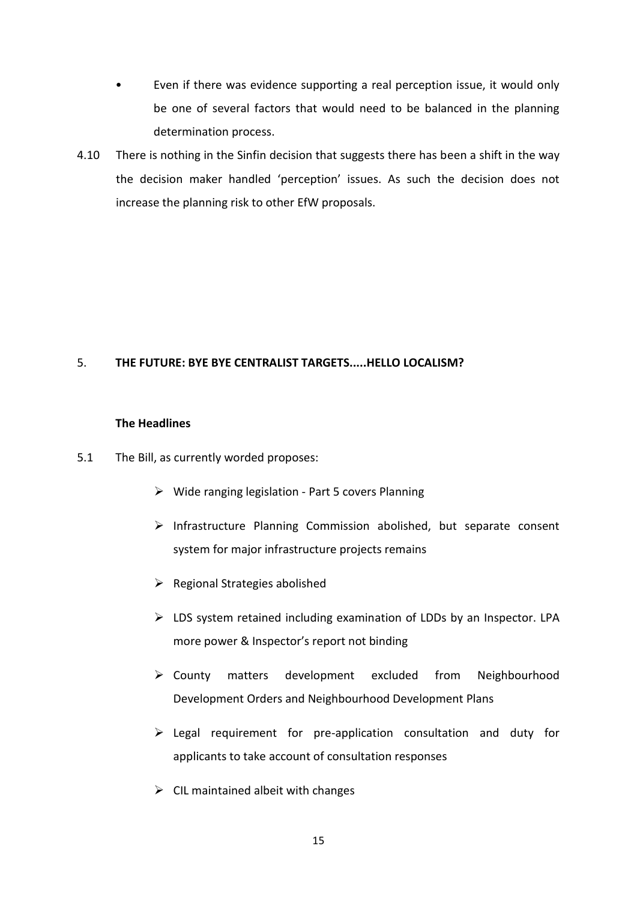- Even if there was evidence supporting a real perception issue, it would only be one of several factors that would need to be balanced in the planning determination process.

4.10 There is nothing in the Sinfin decision that suggests there has been a shift in the way the decision maker handled 'perception' issues. As such the decision does not increase the planning risk to other EfW proposals.

## 5. THE FUTURE: BYE BYE CENTRALIST TARGETS.....HELLO LOCALISM?

### The Headlines

5.1 The Bill, as currently worded proposes:

- Wide ranging legislation - Part 5 covers Planning
- Infrastructure Planning Commission abolished, but separate consent system for major infrastructure projects remains
- Regional Strategies abolished
- LDS system retained including examination of LDDs by an Inspector. LPA more power & Inspector's report not binding
- County matters development excluded from Neighbourhood Development Orders and Neighbourhood Development Plans
- Legal requirement for pre-application consultation and duty for applicants to take account of consultation responses
- CIL maintained albeit with changes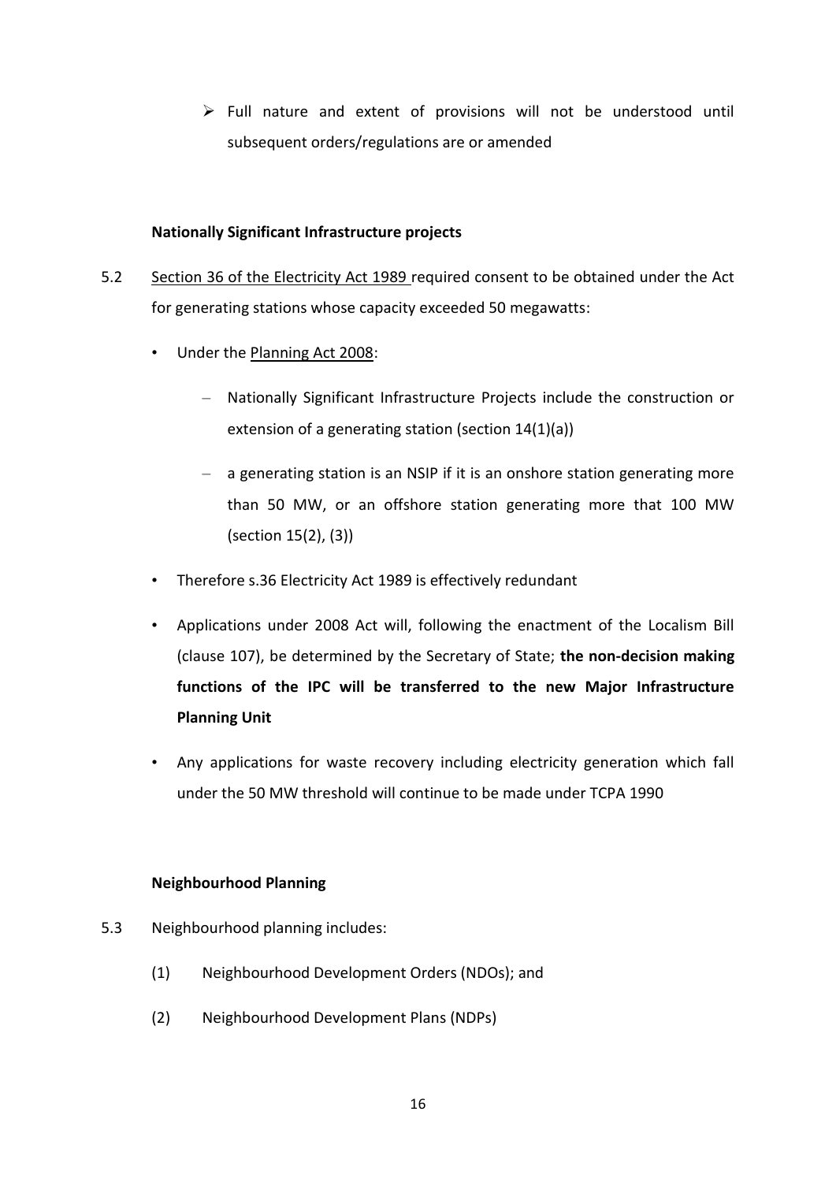- Full nature and extent of provisions will not be understood until subsequent orders/regulations are or amended

**Nationally Significant Infrastructure projects**

5.2 Section 36 of the Electricity Act 1989 required consent to be obtained under the Act for generating stations whose capacity exceeded 50 megawatts:

- Under the Planning Act 2008:
  - Nationally Significant Infrastructure Projects include the construction or extension of a generating station (section 14(1)(a))
  - a generating station is an NSIP if it is an onshore station generating more than 50 MW, or an offshore station generating more that 100 MW (section 15(2), (3))
- Therefore s.36 Electricity Act 1989 is effectively redundant
- Applications under 2008 Act will, following the enactment of the Localism Bill (clause 107), be determined by the Secretary of State; **the non-decision making functions of the IPC will be transferred to the new Major Infrastructure Planning Unit**
- Any applications for waste recovery including electricity generation which fall under the 50 MW threshold will continue to be made under TCPA 1990

**Neighbourhood Planning**

5.3 Neighbourhood planning includes:

(1) Neighbourhood Development Orders (NDOs); and

(2) Neighbourhood Development Plans (NDPs)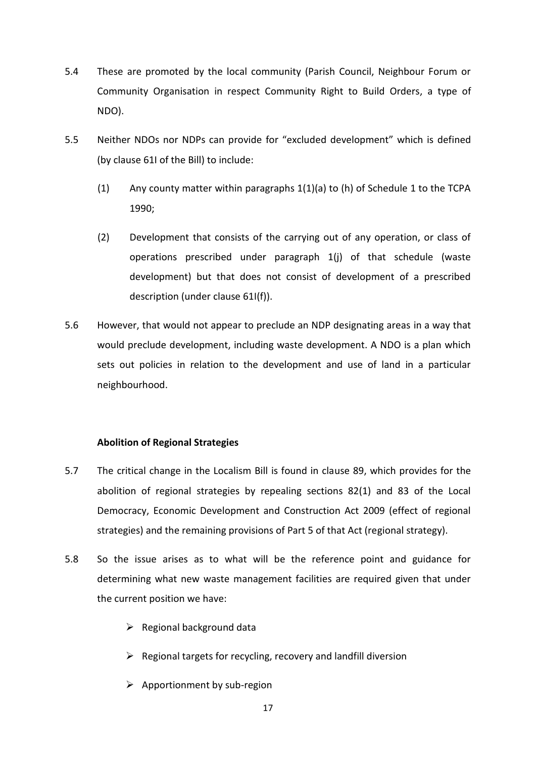5.4 These are promoted by the local community (Parish Council, Neighbour Forum or Community Organisation in respect Community Right to Build Orders, a type of NDO).

5.5 Neither NDOs nor NDPs can provide for "excluded development" which is defined (by clause 61I of the Bill) to include:

(1) Any county matter within paragraphs 1(1)(a) to (h) of Schedule 1 to the TCPA 1990;

(2) Development that consists of the carrying out of any operation, or class of operations prescribed under paragraph 1(j) of that schedule (waste development) but that does not consist of development of a prescribed description (under clause 61I(f)).

5.6 However, that would not appear to preclude an NDP designating areas in a way that would preclude development, including waste development. A NDO is a plan which sets out policies in relation to the development and use of land in a particular neighbourhood.

**Abolition of Regional Strategies**

5.7 The critical change in the Localism Bill is found in clause 89, which provides for the abolition of regional strategies by repealing sections 82(1) and 83 of the Local Democracy, Economic Development and Construction Act 2009 (effect of regional strategies) and the remaining provisions of Part 5 of that Act (regional strategy).

5.8 So the issue arises as to what will be the reference point and guidance for determining what new waste management facilities are required given that under the current position we have:

- Regional background data
- Regional targets for recycling, recovery and landfill diversion
- Apportionment by sub-region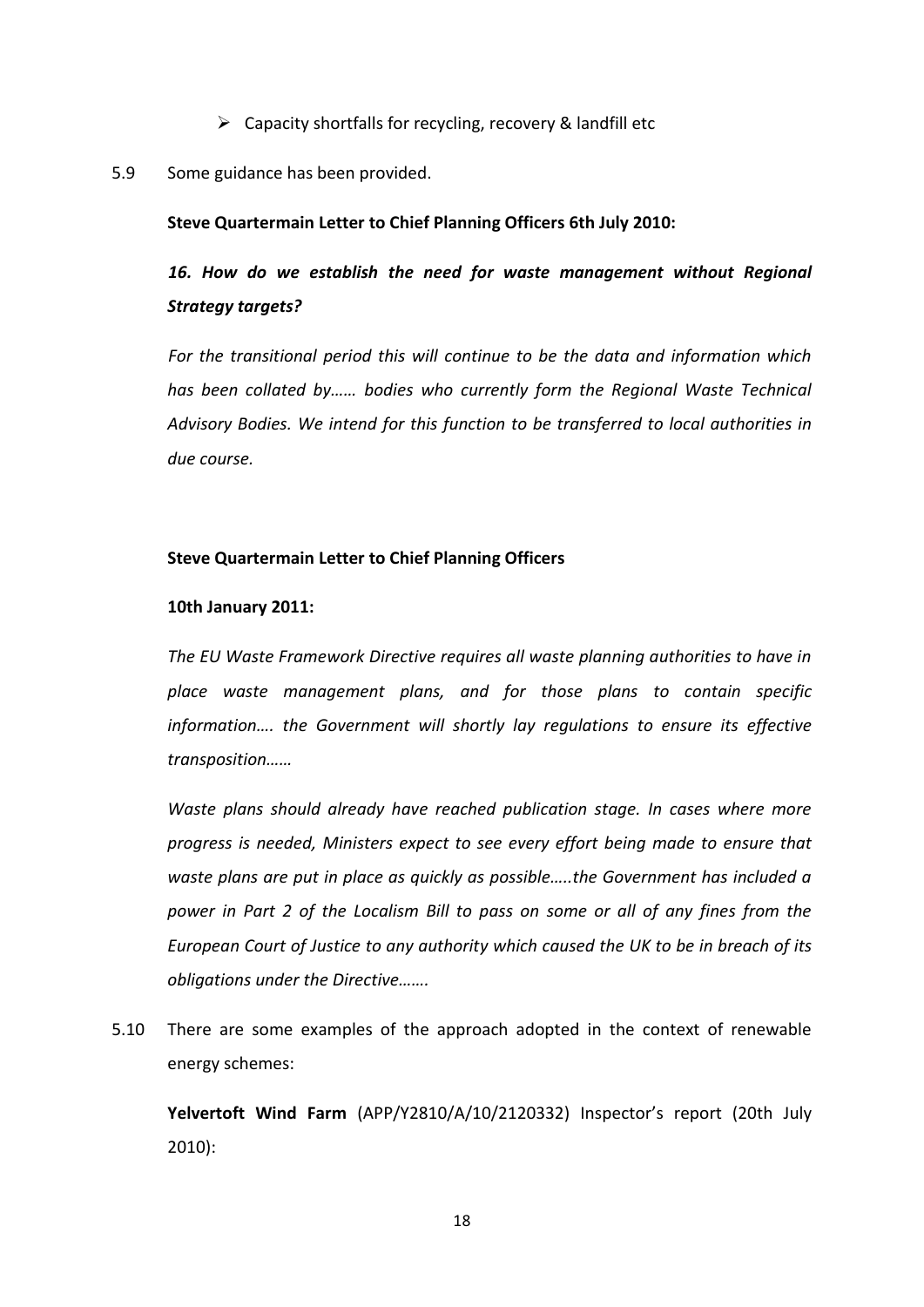- Capacity shortfalls for recycling, recovery & landfill etc

5.9 Some guidance has been provided.

**Steve Quartermain Letter to Chief Planning Officers 6th July 2010:**

***16. How do we establish the need for waste management without Regional Strategy targets?***

*For the transitional period this will continue to be the data and information which has been collated by…… bodies who currently form the Regional Waste Technical Advisory Bodies. We intend for this function to be transferred to local authorities in due course.*

**Steve Quartermain Letter to Chief Planning Officers**

**10th January 2011:**

*The EU Waste Framework Directive requires all waste planning authorities to have in place waste management plans, and for those plans to contain specific information…. the Government will shortly lay regulations to ensure its effective transposition……*

*Waste plans should already have reached publication stage. In cases where more progress is needed, Ministers expect to see every effort being made to ensure that waste plans are put in place as quickly as possible…..the Government has included a power in Part 2 of the Localism Bill to pass on some or all of any fines from the European Court of Justice to any authority which caused the UK to be in breach of its obligations under the Directive…….*

5.10 There are some examples of the approach adopted in the context of renewable energy schemes:

**Yelvertoft Wind Farm** (APP/Y2810/A/10/2120332) Inspector's report (20th July 2010):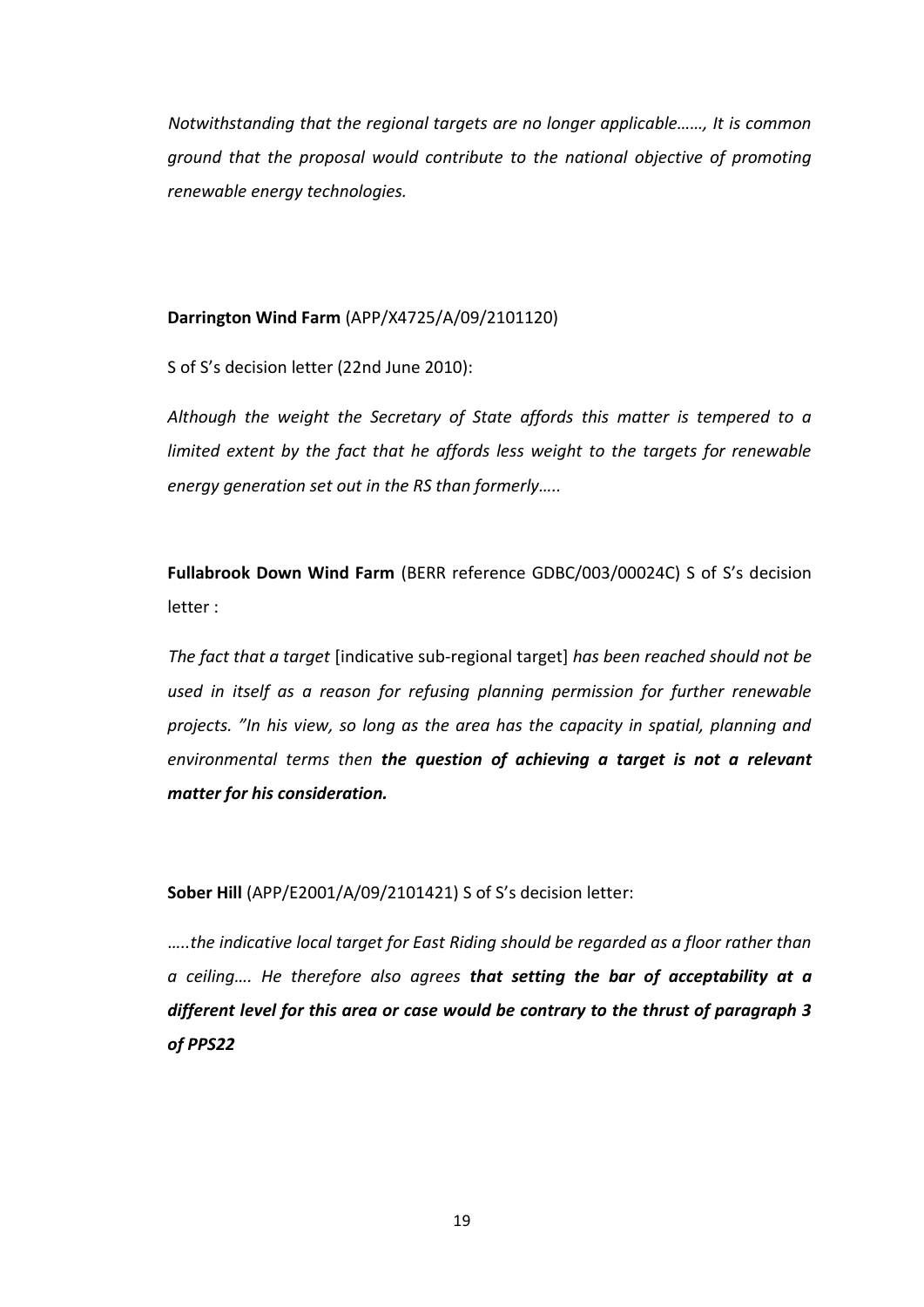*Notwithstanding that the regional targets are no longer applicable……, It is common ground that the proposal would contribute to the national objective of promoting renewable energy technologies.*

**Darrington Wind Farm** (APP/X4725/A/09/2101120)

S of S's decision letter (22nd June 2010):

*Although the weight the Secretary of State affords this matter is tempered to a limited extent by the fact that he affords less weight to the targets for renewable energy generation set out in the RS than formerly…..*

**Fullabrook Down Wind Farm** (BERR reference GDBC/003/00024C) S of S's decision letter :

*The fact that a target* [indicative sub-regional target] *has been reached should not be used in itself as a reason for refusing planning permission for further renewable projects. "In his view, so long as the area has the capacity in spatial, planning and environmental terms then* ***the question of achieving a target is not a relevant matter for his consideration.***

**Sober Hill** (APP/E2001/A/09/2101421) S of S's decision letter:

*…..the indicative local target for East Riding should be regarded as a floor rather than a ceiling…. He therefore also agrees* ***that setting the bar of acceptability at a different level for this area or case would be contrary to the thrust of paragraph 3 of PPS22***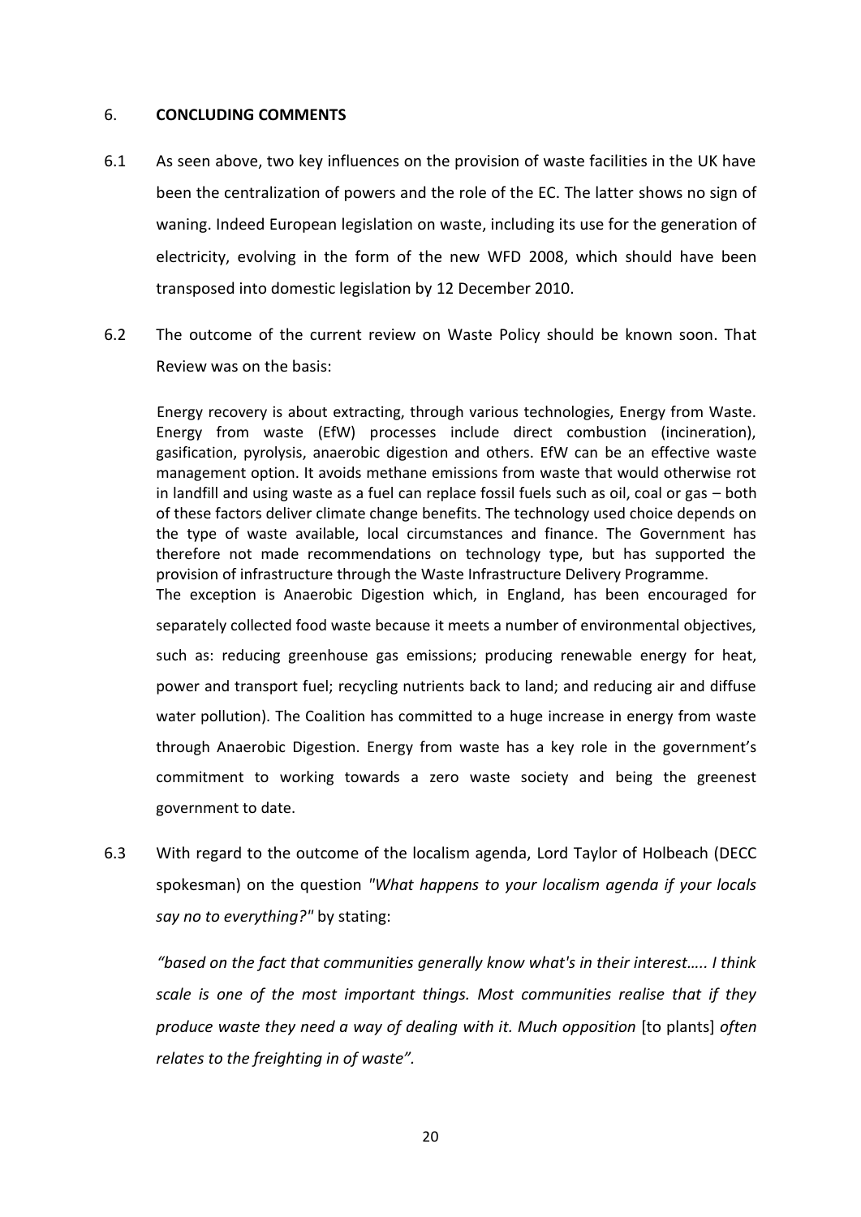## 6. CONCLUDING COMMENTS

6.1 As seen above, two key influences on the provision of waste facilities in the UK have been the centralization of powers and the role of the EC. The latter shows no sign of waning. Indeed European legislation on waste, including its use for the generation of electricity, evolving in the form of the new WFD 2008, which should have been transposed into domestic legislation by 12 December 2010.

6.2 The outcome of the current review on Waste Policy should be known soon. That Review was on the basis:

> Energy recovery is about extracting, through various technologies, Energy from Waste. Energy from waste (EfW) processes include direct combustion (incineration), gasification, pyrolysis, anaerobic digestion and others. EfW can be an effective waste management option. It avoids methane emissions from waste that would otherwise rot in landfill and using waste as a fuel can replace fossil fuels such as oil, coal or gas – both of these factors deliver climate change benefits. The technology used choice depends on the type of waste available, local circumstances and finance. The Government has therefore not made recommendations on technology type, but has supported the provision of infrastructure through the Waste Infrastructure Delivery Programme.
> The exception is Anaerobic Digestion which, in England, has been encouraged for separately collected food waste because it meets a number of environmental objectives, such as: reducing greenhouse gas emissions; producing renewable energy for heat, power and transport fuel; recycling nutrients back to land; and reducing air and diffuse water pollution). The Coalition has committed to a huge increase in energy from waste through Anaerobic Digestion. Energy from waste has a key role in the government's commitment to working towards a zero waste society and being the greenest government to date.

6.3 With regard to the outcome of the localism agenda, Lord Taylor of Holbeach (DECC spokesman) on the question *"What happens to your localism agenda if your locals say no to everything?"* by stating:

> *"based on the fact that communities generally know what's in their interest….. I think scale is one of the most important things. Most communities realise that if they produce waste they need a way of dealing with it. Much opposition* [to plants] *often relates to the freighting in of waste".*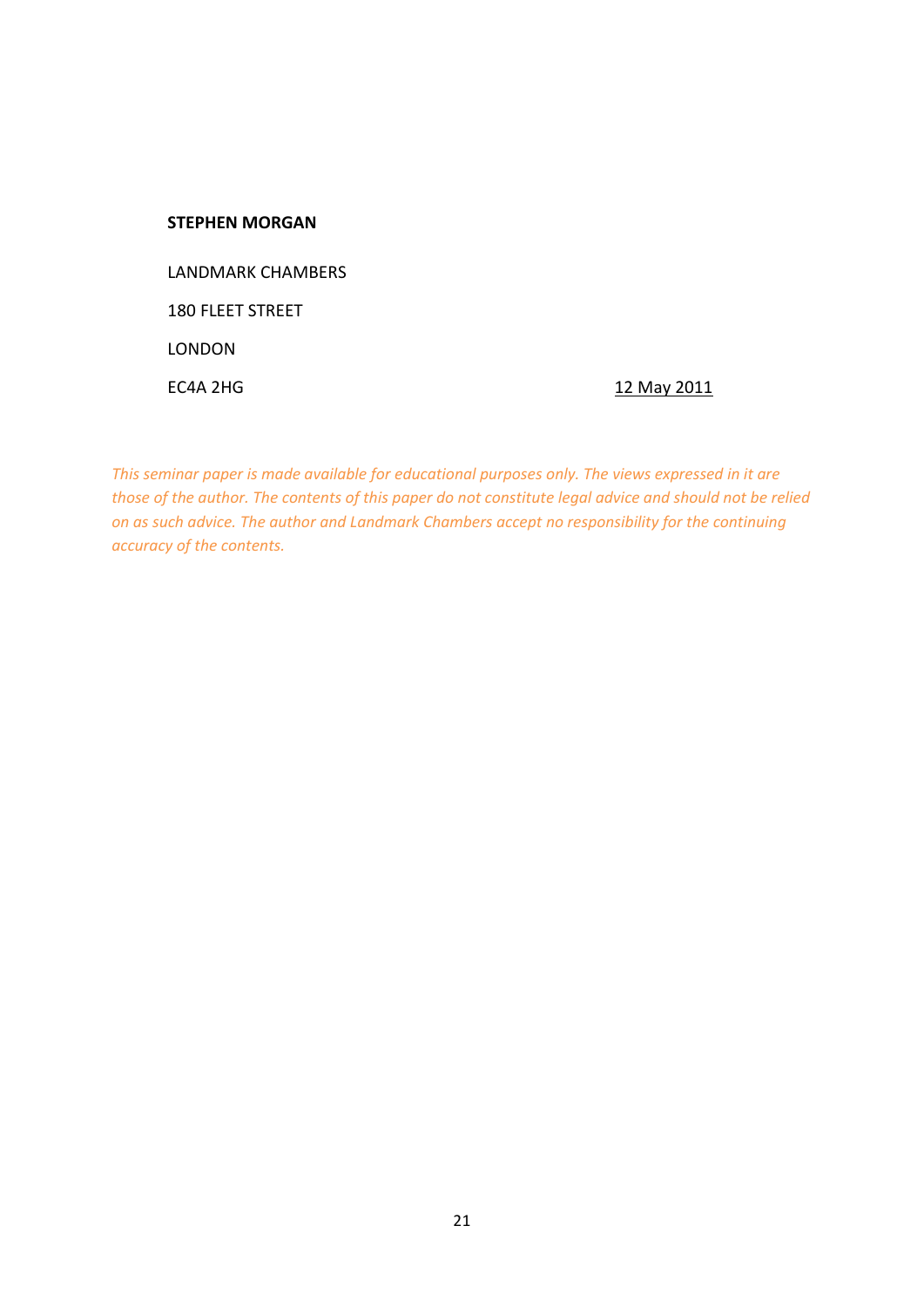**STEPHEN MORGAN**

LANDMARK CHAMBERS

180 FLEET STREET

LONDON

EC4A 2HG

12 May 2011

*This seminar paper is made available for educational purposes only. The views expressed in it are those of the author. The contents of this paper do not constitute legal advice and should not be relied on as such advice. The author and Landmark Chambers accept no responsibility for the continuing accuracy of the contents.*